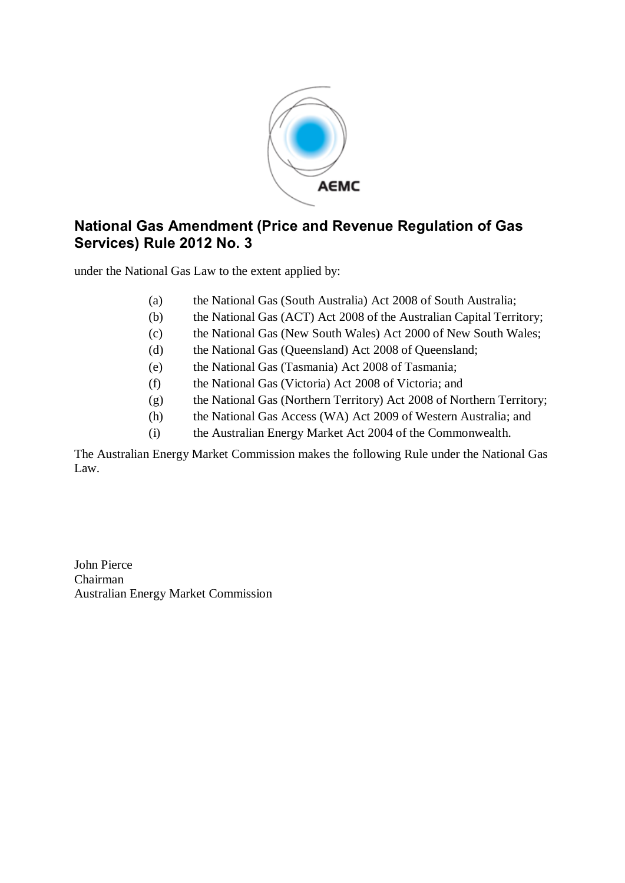# National Gas Amendment (Price and Revenue Regulation of Gas Services) Rule 2012 No. 3

under the National Gas Law to the extent applied by:

(a) the National Gas (South Australia) Act 2008 of South Australia;
(b) the National Gas (ACT) Act 2008 of the Australian Capital Territory;
(c) the National Gas (New South Wales) Act 2000 of New South Wales;
(d) the National Gas (Queensland) Act 2008 of Queensland;
(e) the National Gas (Tasmania) Act 2008 of Tasmania;
(f) the National Gas (Victoria) Act 2008 of Victoria; and
(g) the National Gas (Northern Territory) Act 2008 of Northern Territory;
(h) the National Gas Access (WA) Act 2009 of Western Australia; and
(i) the Australian Energy Market Act 2004 of the Commonwealth.

The Australian Energy Market Commission makes the following Rule under the National Gas Law.

John Pierce
Chairman
Australian Energy Market Commission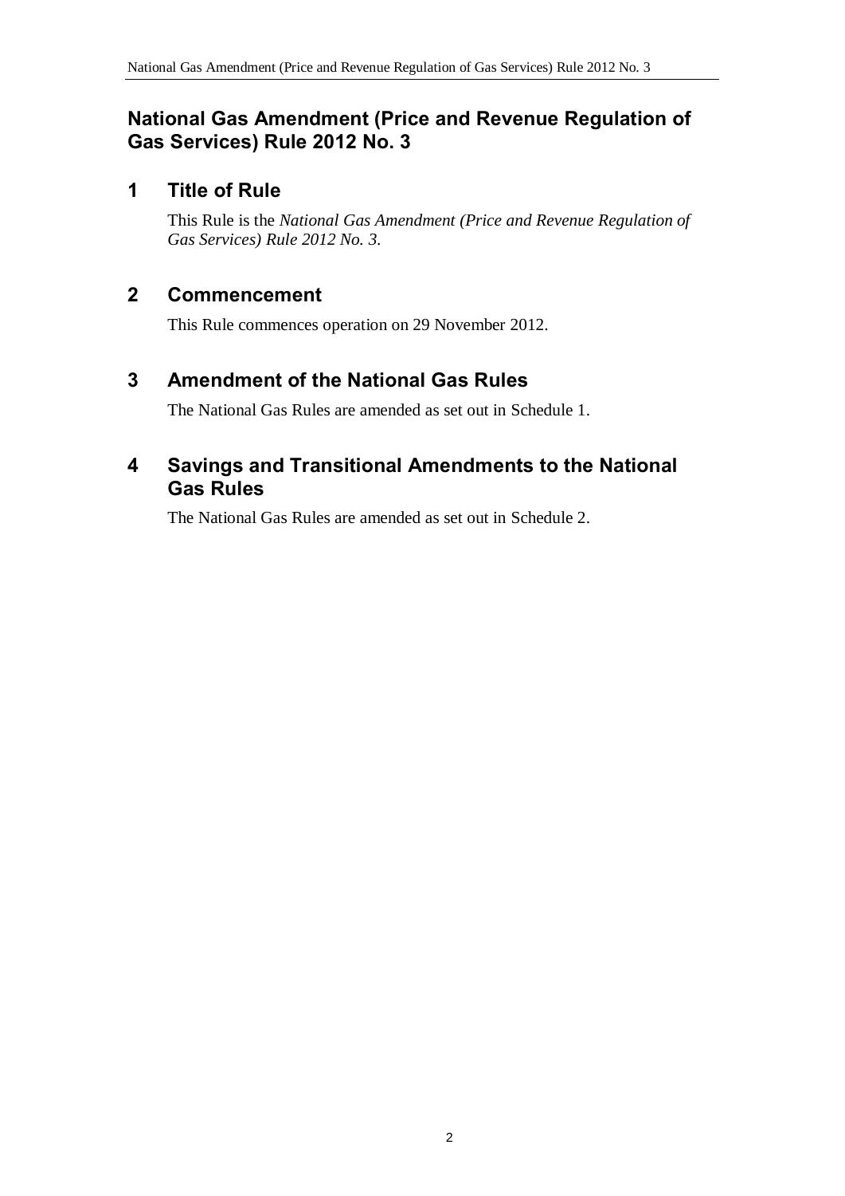# National Gas Amendment (Price and Revenue Regulation of Gas Services) Rule 2012 No. 3

## 1 Title of Rule

This Rule is the *National Gas Amendment (Price and Revenue Regulation of Gas Services) Rule 2012 No. 3*.

## 2 Commencement

This Rule commences operation on 29 November 2012.

## 3 Amendment of the National Gas Rules

The National Gas Rules are amended as set out in Schedule 1.

## 4 Savings and Transitional Amendments to the National Gas Rules

The National Gas Rules are amended as set out in Schedule 2.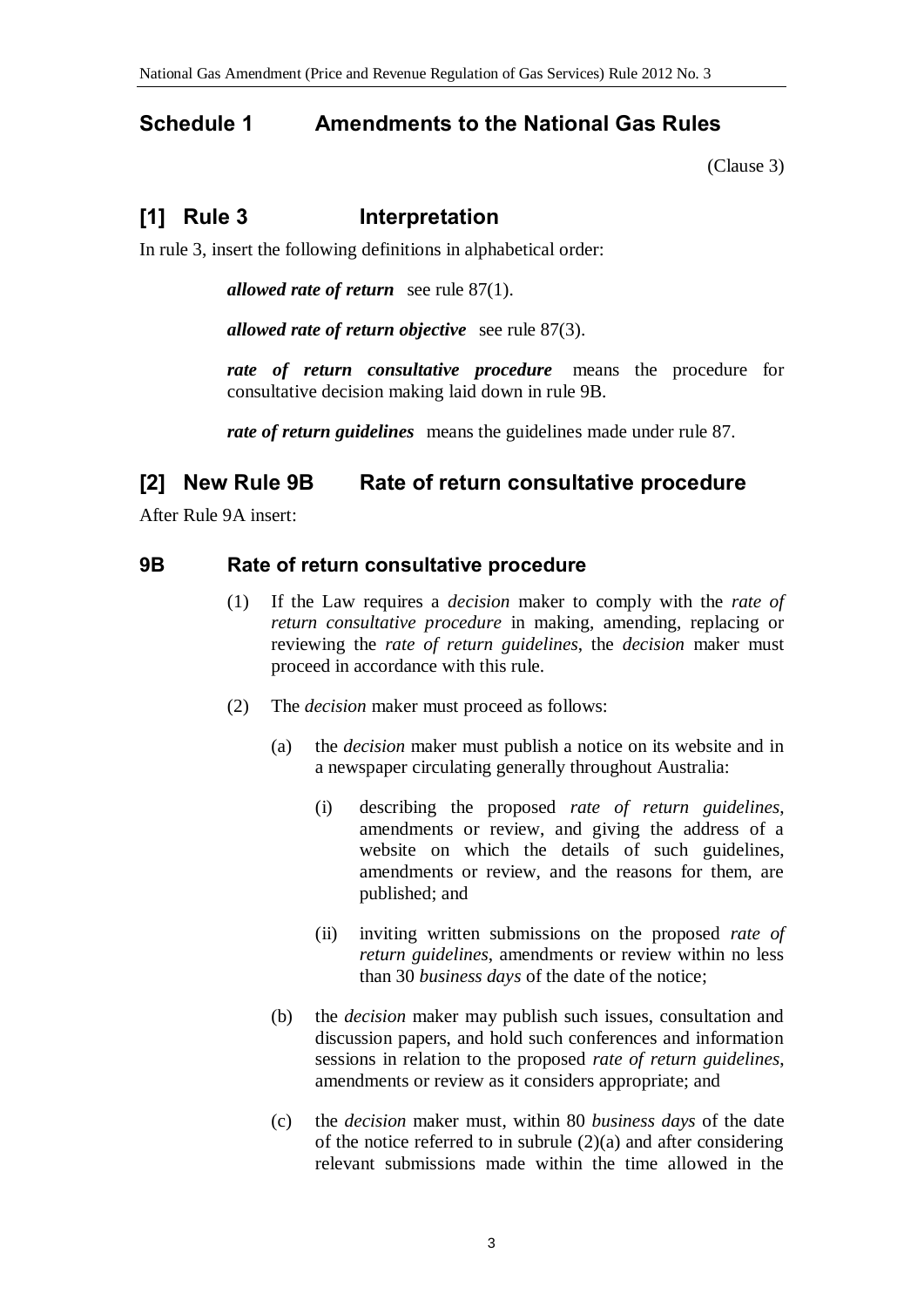## Schedule 1 Amendments to the National Gas Rules

(Clause 3)

### [1] Rule 3 Interpretation

In rule 3, insert the following definitions in alphabetical order:

***allowed rate of return*** see rule 87(1).

***allowed rate of return objective*** see rule 87(3).

***rate of return consultative procedure*** means the procedure for consultative decision making laid down in rule 9B.

***rate of return guidelines*** means the guidelines made under rule 87.

### [2] New Rule 9B Rate of return consultative procedure

After Rule 9A insert:

#### 9B Rate of return consultative procedure

(1) If the Law requires a *decision* maker to comply with the *rate of return consultative procedure* in making, amending, replacing or reviewing the *rate of return guidelines*, the *decision* maker must proceed in accordance with this rule.

(2) The *decision* maker must proceed as follows:

(a) the *decision* maker must publish a notice on its website and in a newspaper circulating generally throughout Australia:

(i) describing the proposed *rate of return guidelines*, amendments or review, and giving the address of a website on which the details of such guidelines, amendments or review, and the reasons for them, are published; and

(ii) inviting written submissions on the proposed *rate of return guidelines*, amendments or review within no less than 30 *business days* of the date of the notice;

(b) the *decision* maker may publish such issues, consultation and discussion papers, and hold such conferences and information sessions in relation to the proposed *rate of return guidelines*, amendments or review as it considers appropriate; and

(c) the *decision* maker must, within 80 *business days* of the date of the notice referred to in subrule (2)(a) and after considering relevant submissions made within the time allowed in the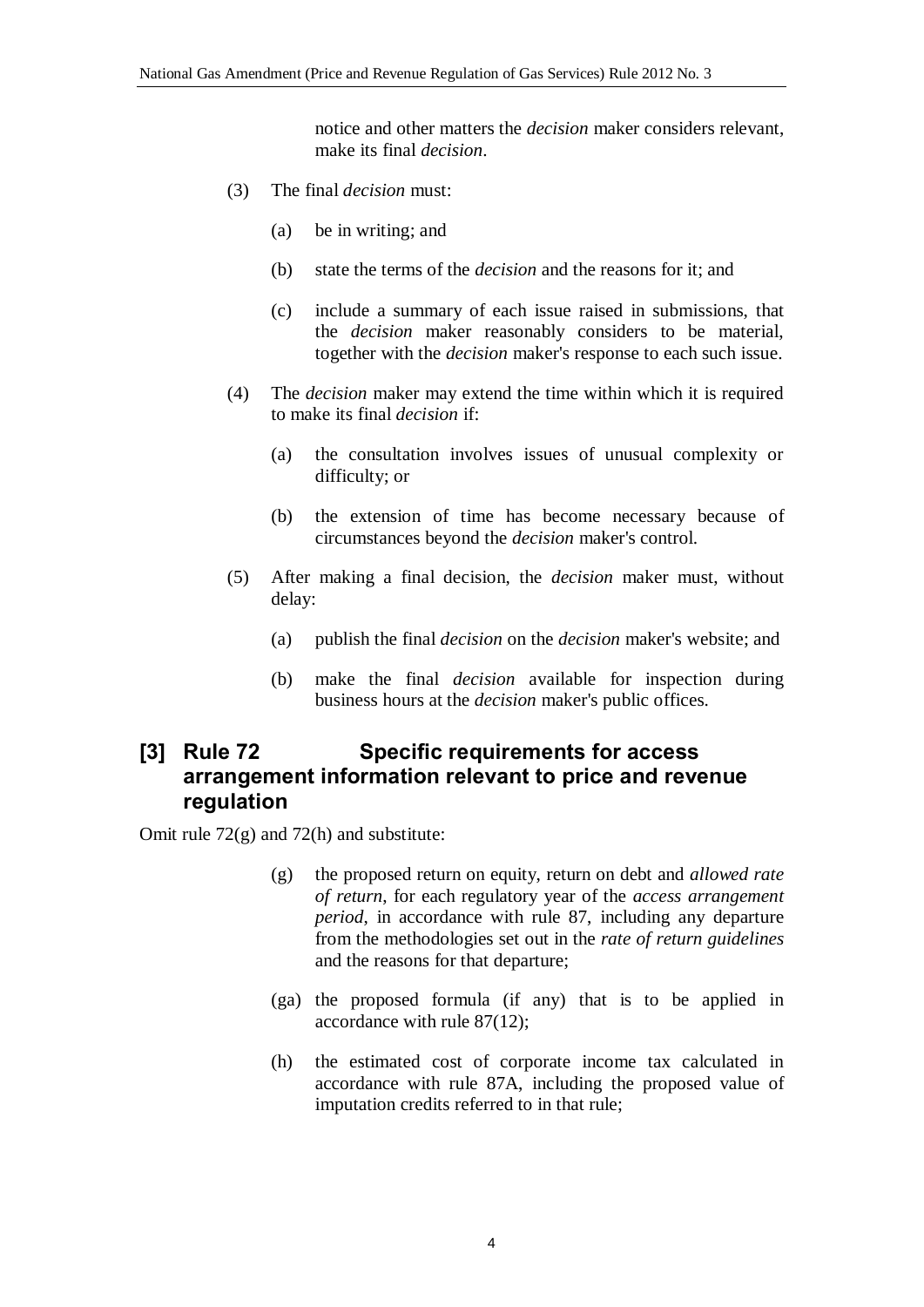notice and other matters the *decision* maker considers relevant, make its final *decision*.

(3) The final *decision* must:

(a) be in writing; and

(b) state the terms of the *decision* and the reasons for it; and

(c) include a summary of each issue raised in submissions, that the *decision* maker reasonably considers to be material, together with the *decision* maker's response to each such issue.

(4) The *decision* maker may extend the time within which it is required to make its final *decision* if:

(a) the consultation involves issues of unusual complexity or difficulty; or

(b) the extension of time has become necessary because of circumstances beyond the *decision* maker's control.

(5) After making a final decision, the *decision* maker must, without delay:

(a) publish the final *decision* on the *decision* maker's website; and

(b) make the final *decision* available for inspection during business hours at the *decision* maker's public offices.

## [3] Rule 72 Specific requirements for access arrangement information relevant to price and revenue regulation

Omit rule 72(g) and 72(h) and substitute:

(g) the proposed return on equity, return on debt and *allowed rate of return*, for each regulatory year of the *access arrangement period*, in accordance with rule 87, including any departure from the methodologies set out in the *rate of return guidelines* and the reasons for that departure;

(ga) the proposed formula (if any) that is to be applied in accordance with rule 87(12);

(h) the estimated cost of corporate income tax calculated in accordance with rule 87A, including the proposed value of imputation credits referred to in that rule;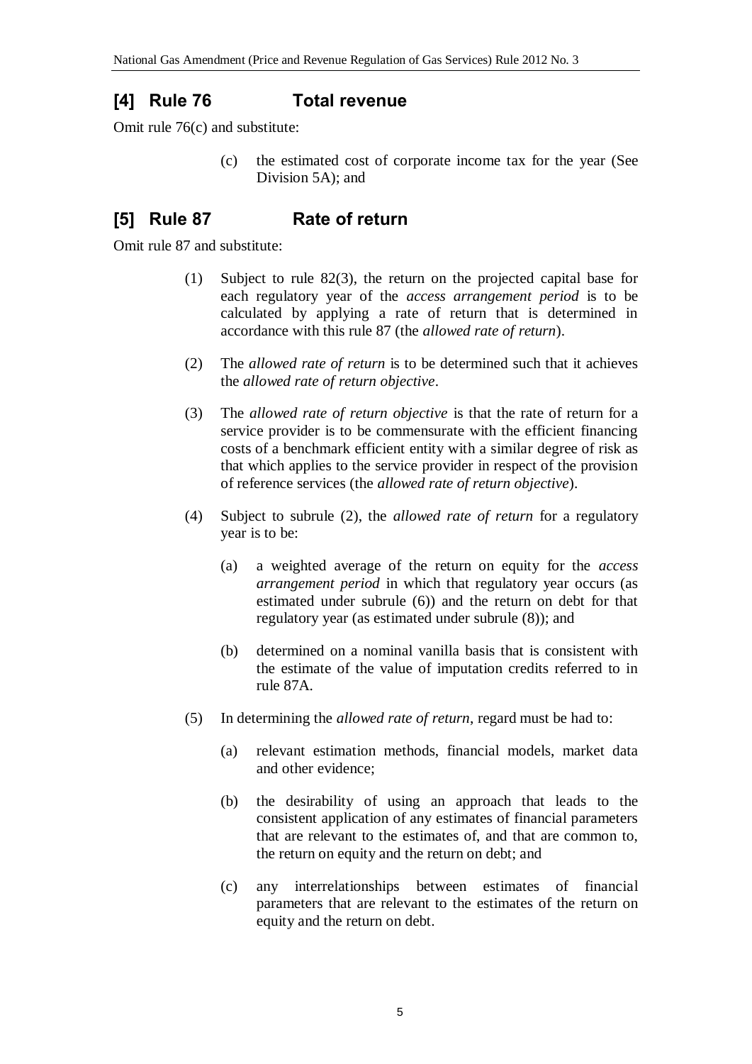## [4] Rule 76 Total revenue

Omit rule 76(c) and substitute:

> (c) the estimated cost of corporate income tax for the year (See Division 5A); and

## [5] Rule 87 Rate of return

Omit rule 87 and substitute:

> (1) Subject to rule 82(3), the return on the projected capital base for each regulatory year of the *access arrangement period* is to be calculated by applying a rate of return that is determined in accordance with this rule 87 (the *allowed rate of return*).
>
> (2) The *allowed rate of return* is to be determined such that it achieves the *allowed rate of return objective*.
>
> (3) The *allowed rate of return objective* is that the rate of return for a service provider is to be commensurate with the efficient financing costs of a benchmark efficient entity with a similar degree of risk as that which applies to the service provider in respect of the provision of reference services (the *allowed rate of return objective*).
>
> (4) Subject to subrule (2), the *allowed rate of return* for a regulatory year is to be:
>
> > (a) a weighted average of the return on equity for the *access arrangement period* in which that regulatory year occurs (as estimated under subrule (6)) and the return on debt for that regulatory year (as estimated under subrule (8)); and
> >
> > (b) determined on a nominal vanilla basis that is consistent with the estimate of the value of imputation credits referred to in rule 87A.
>
> (5) In determining the *allowed rate of return*, regard must be had to:
>
> > (a) relevant estimation methods, financial models, market data and other evidence;
> >
> > (b) the desirability of using an approach that leads to the consistent application of any estimates of financial parameters that are relevant to the estimates of, and that are common to, the return on equity and the return on debt; and
> >
> > (c) any interrelationships between estimates of financial parameters that are relevant to the estimates of the return on equity and the return on debt.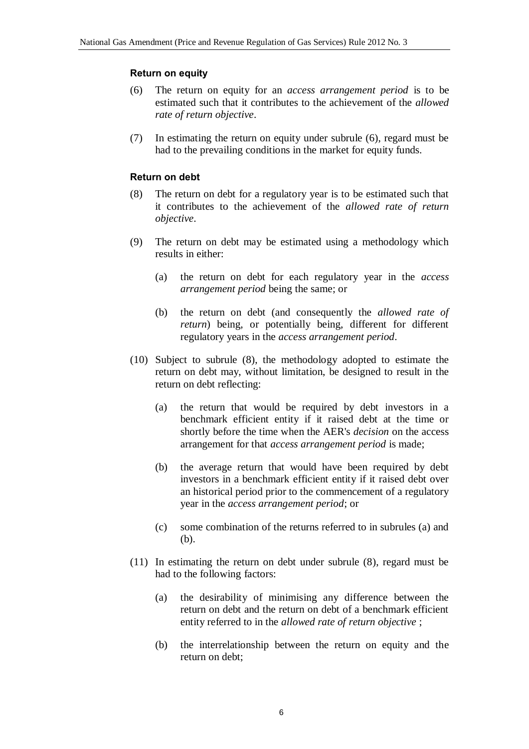#### Return on equity

(6) The return on equity for an *access arrangement period* is to be estimated such that it contributes to the achievement of the *allowed rate of return objective*.

(7) In estimating the return on equity under subrule (6), regard must be had to the prevailing conditions in the market for equity funds.

#### Return on debt

(8) The return on debt for a regulatory year is to be estimated such that it contributes to the achievement of the *allowed rate of return objective*.

(9) The return on debt may be estimated using a methodology which results in either:

- (a) the return on debt for each regulatory year in the *access arrangement period* being the same; or
- (b) the return on debt (and consequently the *allowed rate of return*) being, or potentially being, different for different regulatory years in the *access arrangement period*.

(10) Subject to subrule (8), the methodology adopted to estimate the return on debt may, without limitation, be designed to result in the return on debt reflecting:

- (a) the return that would be required by debt investors in a benchmark efficient entity if it raised debt at the time or shortly before the time when the AER's *decision* on the access arrangement for that *access arrangement period* is made;
- (b) the average return that would have been required by debt investors in a benchmark efficient entity if it raised debt over an historical period prior to the commencement of a regulatory year in the *access arrangement period*; or
- (c) some combination of the returns referred to in subrules (a) and (b).

(11) In estimating the return on debt under subrule (8), regard must be had to the following factors:

- (a) the desirability of minimising any difference between the return on debt and the return on debt of a benchmark efficient entity referred to in the *allowed rate of return objective* ;
- (b) the interrelationship between the return on equity and the return on debt;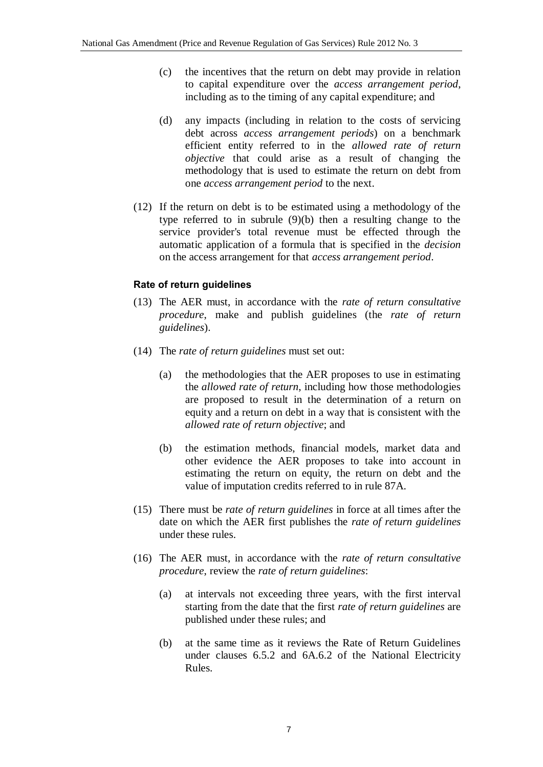(c) the incentives that the return on debt may provide in relation to capital expenditure over the *access arrangement period*, including as to the timing of any capital expenditure; and

(d) any impacts (including in relation to the costs of servicing debt across *access arrangement periods*) on a benchmark efficient entity referred to in the *allowed rate of return objective* that could arise as a result of changing the methodology that is used to estimate the return on debt from one *access arrangement period* to the next.

(12) If the return on debt is to be estimated using a methodology of the type referred to in subrule (9)(b) then a resulting change to the service provider's total revenue must be effected through the automatic application of a formula that is specified in the *decision* on the access arrangement for that *access arrangement period*.

**Rate of return guidelines**

(13) The AER must, in accordance with the *rate of return consultative procedure*, make and publish guidelines (the *rate of return guidelines*).

(14) The *rate of return guidelines* must set out:

(a) the methodologies that the AER proposes to use in estimating the *allowed rate of return*, including how those methodologies are proposed to result in the determination of a return on equity and a return on debt in a way that is consistent with the *allowed rate of return objective*; and

(b) the estimation methods, financial models, market data and other evidence the AER proposes to take into account in estimating the return on equity, the return on debt and the value of imputation credits referred to in rule 87A.

(15) There must be *rate of return guidelines* in force at all times after the date on which the AER first publishes the *rate of return guidelines* under these rules.

(16) The AER must, in accordance with the *rate of return consultative procedure*, review the *rate of return guidelines*:

(a) at intervals not exceeding three years, with the first interval starting from the date that the first *rate of return guidelines* are published under these rules; and

(b) at the same time as it reviews the Rate of Return Guidelines under clauses 6.5.2 and 6A.6.2 of the National Electricity Rules.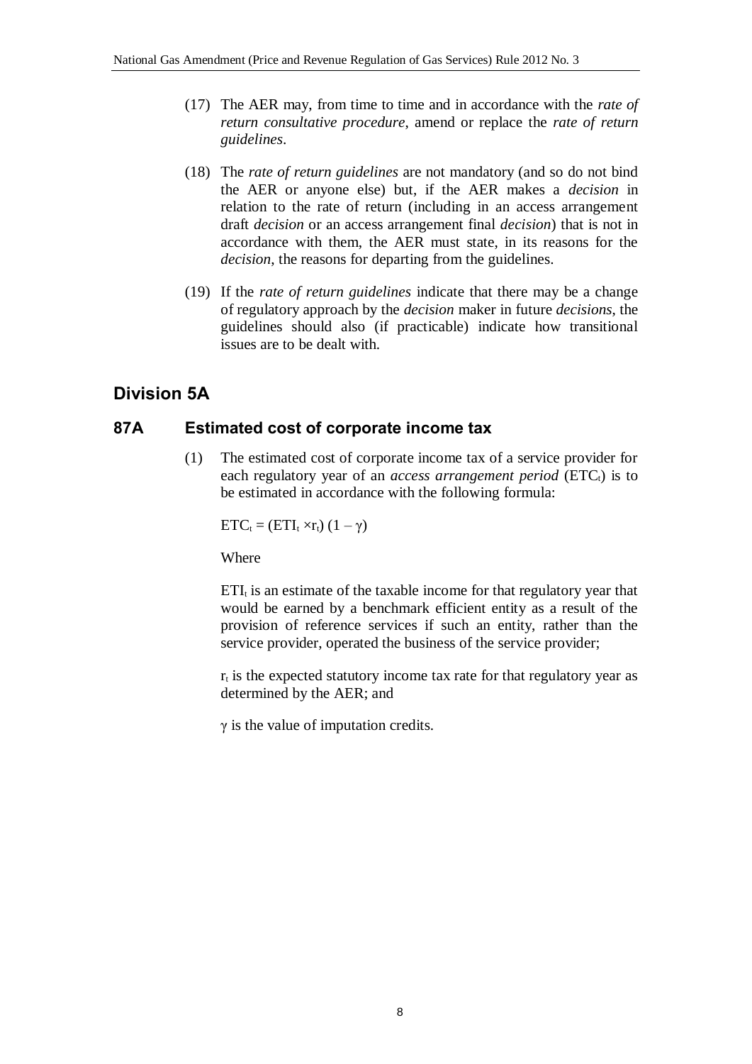(17) The AER may, from time to time and in accordance with the *rate of return consultative procedure*, amend or replace the *rate of return guidelines*.

(18) The *rate of return guidelines* are not mandatory (and so do not bind the AER or anyone else) but, if the AER makes a *decision* in relation to the rate of return (including in an access arrangement draft *decision* or an access arrangement final *decision*) that is not in accordance with them, the AER must state, in its reasons for the *decision*, the reasons for departing from the guidelines.

(19) If the *rate of return guidelines* indicate that there may be a change of regulatory approach by the *decision* maker in future *decisions*, the guidelines should also (if practicable) indicate how transitional issues are to be dealt with.

## Division 5A

### 87A Estimated cost of corporate income tax

(1) The estimated cost of corporate income tax of a service provider for each regulatory year of an *access arrangement period* ($ETC_t$) is to be estimated in accordance with the following formula:

$$ETC_t = (ETI_t \times r_t)(1 - \gamma)$$

Where

$ETI_t$ is an estimate of the taxable income for that regulatory year that would be earned by a benchmark efficient entity as a result of the provision of reference services if such an entity, rather than the service provider, operated the business of the service provider;

$r_t$ is the expected statutory income tax rate for that regulatory year as determined by the AER; and

$\gamma$ is the value of imputation credits.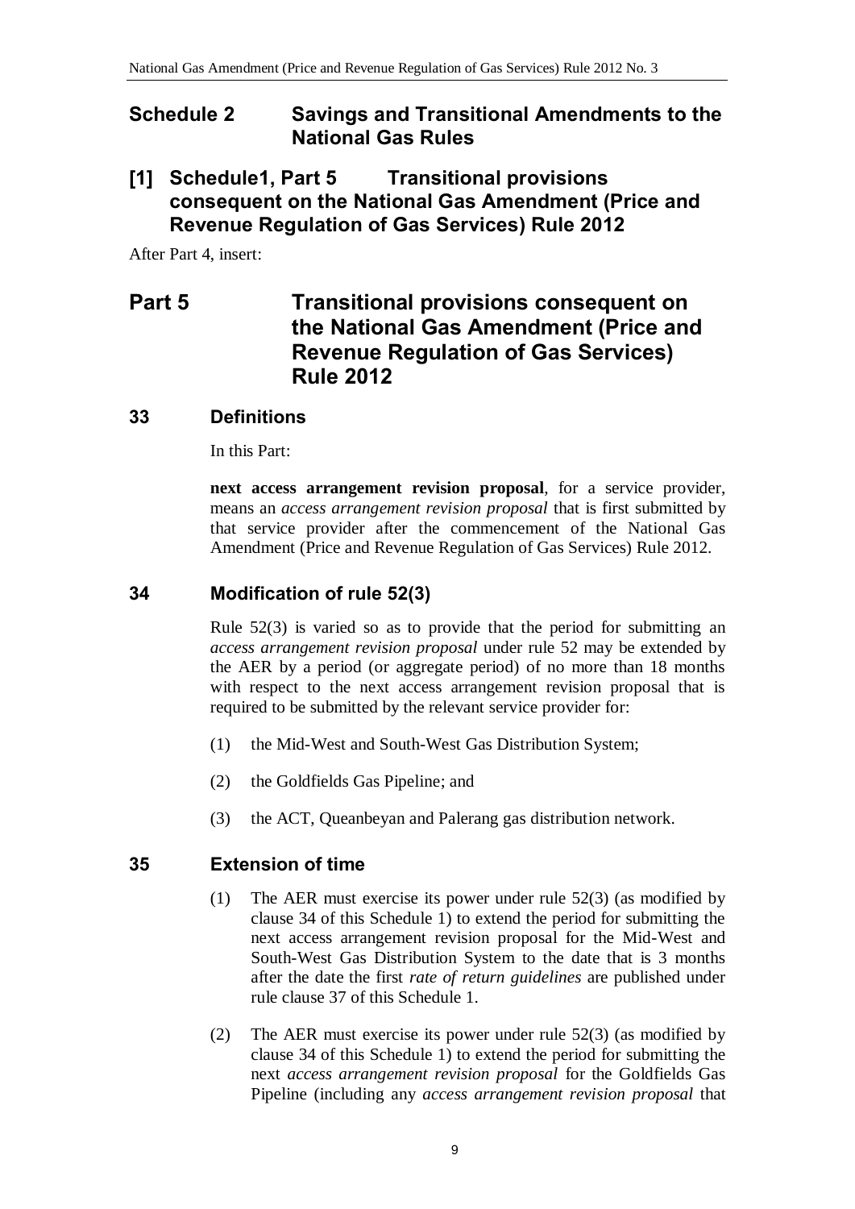# Schedule 2 Savings and Transitional Amendments to the National Gas Rules

## [1] Schedule1, Part 5 Transitional provisions consequent on the National Gas Amendment (Price and Revenue Regulation of Gas Services) Rule 2012

After Part 4, insert:

# Part 5 Transitional provisions consequent on the National Gas Amendment (Price and Revenue Regulation of Gas Services) Rule 2012

## 33 Definitions

In this Part:

**next access arrangement revision proposal**, for a service provider, means an *access arrangement revision proposal* that is first submitted by that service provider after the commencement of the National Gas Amendment (Price and Revenue Regulation of Gas Services) Rule 2012.

## 34 Modification of rule 52(3)

Rule 52(3) is varied so as to provide that the period for submitting an *access arrangement revision proposal* under rule 52 may be extended by the AER by a period (or aggregate period) of no more than 18 months with respect to the next access arrangement revision proposal that is required to be submitted by the relevant service provider for:

(1) the Mid-West and South-West Gas Distribution System;

(2) the Goldfields Gas Pipeline; and

(3) the ACT, Queanbeyan and Palerang gas distribution network.

## 35 Extension of time

(1) The AER must exercise its power under rule 52(3) (as modified by clause 34 of this Schedule 1) to extend the period for submitting the next access arrangement revision proposal for the Mid-West and South-West Gas Distribution System to the date that is 3 months after the date the first *rate of return guidelines* are published under rule clause 37 of this Schedule 1.

(2) The AER must exercise its power under rule 52(3) (as modified by clause 34 of this Schedule 1) to extend the period for submitting the next *access arrangement revision proposal* for the Goldfields Gas Pipeline (including any *access arrangement revision proposal* that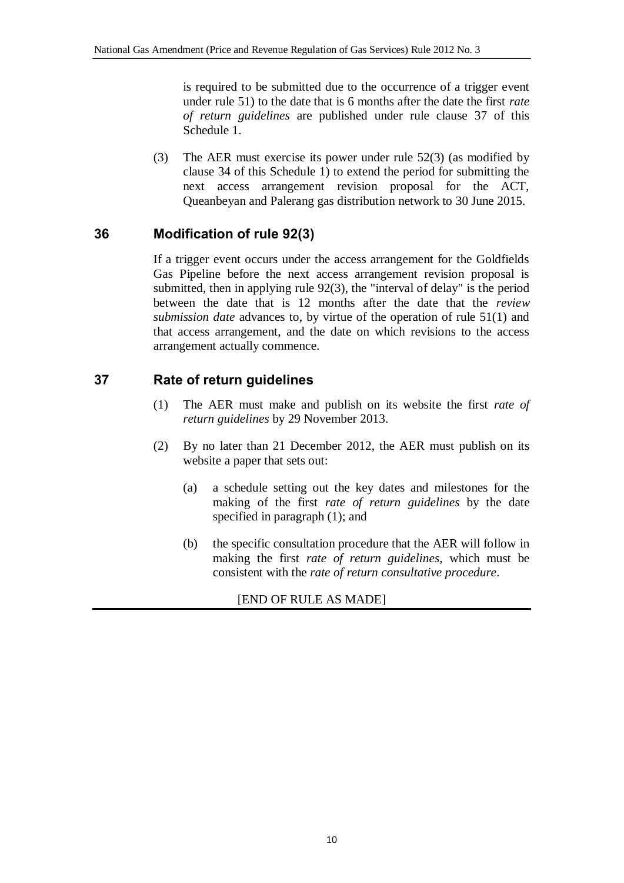is required to be submitted due to the occurrence of a trigger event under rule 51) to the date that is 6 months after the date the first *rate of return guidelines* are published under rule clause 37 of this Schedule 1.

(3) The AER must exercise its power under rule 52(3) (as modified by clause 34 of this Schedule 1) to extend the period for submitting the next access arrangement revision proposal for the ACT, Queanbeyan and Palerang gas distribution network to 30 June 2015.

## 36 Modification of rule 92(3)

If a trigger event occurs under the access arrangement for the Goldfields Gas Pipeline before the next access arrangement revision proposal is submitted, then in applying rule 92(3), the "interval of delay" is the period between the date that is 12 months after the date that the *review submission date* advances to, by virtue of the operation of rule 51(1) and that access arrangement, and the date on which revisions to the access arrangement actually commence.

## 37 Rate of return guidelines

(1) The AER must make and publish on its website the first *rate of return guidelines* by 29 November 2013.

(2) By no later than 21 December 2012, the AER must publish on its website a paper that sets out:

(a) a schedule setting out the key dates and milestones for the making of the first *rate of return guidelines* by the date specified in paragraph (1); and

(b) the specific consultation procedure that the AER will follow in making the first *rate of return guidelines*, which must be consistent with the *rate of return consultative procedure*.

[END OF RULE AS MADE]